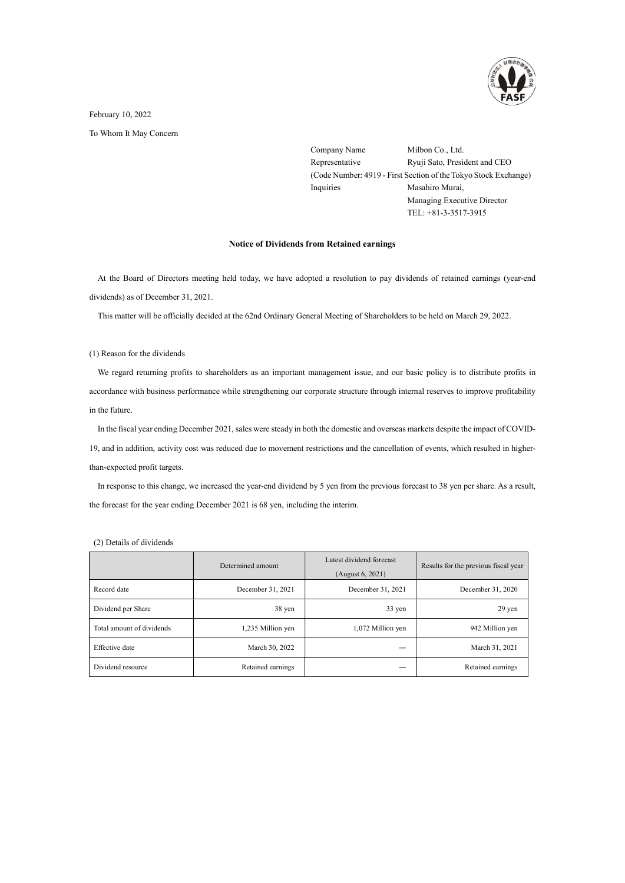February 10, 2022

To Whom It May Concern

Company Name Milbon Co., Ltd.
Representative Ryuji Sato, President and CEO
(Code Number: 4919 - First Section of the Tokyo Stock Exchange)
Inquiries Masahiro Murai,
Managing Executive Director
TEL: +81-3-3517-3915

## Notice of Dividends from Retained earnings

At the Board of Directors meeting held today, we have adopted a resolution to pay dividends of retained earnings (year-end dividends) as of December 31, 2021.

This matter will be officially decided at the 62nd Ordinary General Meeting of Shareholders to be held on March 29, 2022.

(1) Reason for the dividends

We regard returning profits to shareholders as an important management issue, and our basic policy is to distribute profits in accordance with business performance while strengthening our corporate structure through internal reserves to improve profitability in the future.

In the fiscal year ending December 2021, sales were steady in both the domestic and overseas markets despite the impact of COVID-19, and in addition, activity cost was reduced due to movement restrictions and the cancellation of events, which resulted in higher-than-expected profit targets.

In response to this change, we increased the year-end dividend by 5 yen from the previous forecast to 38 yen per share. As a result, the forecast for the year ending December 2021 is 68 yen, including the interim.

(2) Details of dividends

| | Determined amount | Latest dividend forecast (August 6, 2021) | Results for the previous fiscal year |
|---|---|---|---|
| Record date | December 31, 2021 | December 31, 2021 | December 31, 2020 |
| Dividend per Share | 38 yen | 33 yen | 29 yen |
| Total amount of dividends | 1,235 Million yen | 1,072 Million yen | 942 Million yen |
| Effective date | March 30, 2022 | — | March 31, 2021 |
| Dividend resource | Retained earnings | — | Retained earnings |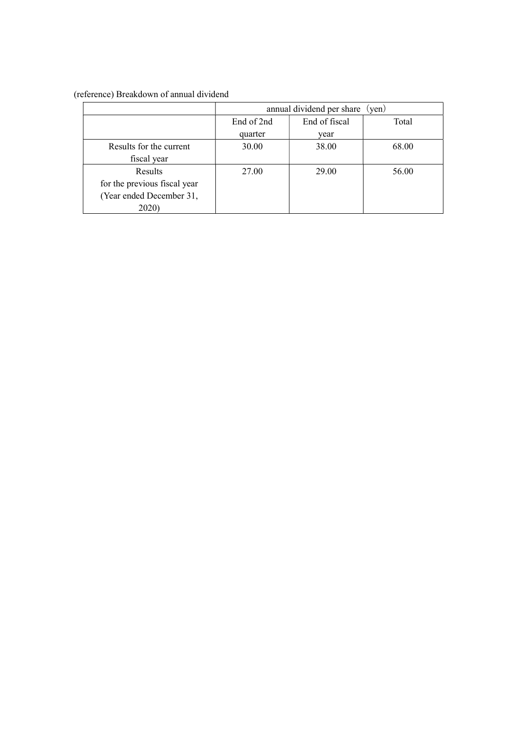(reference) Breakdown of annual dividend

| | annual dividend per share（yen） | | |
|---|---|---|---|
| | End of 2nd quarter | End of fiscal year | Total |
| Results for the current fiscal year | 30.00 | 38.00 | 68.00 |
| Results for the previous fiscal year (Year ended December 31, 2020) | 27.00 | 29.00 | 56.00 |